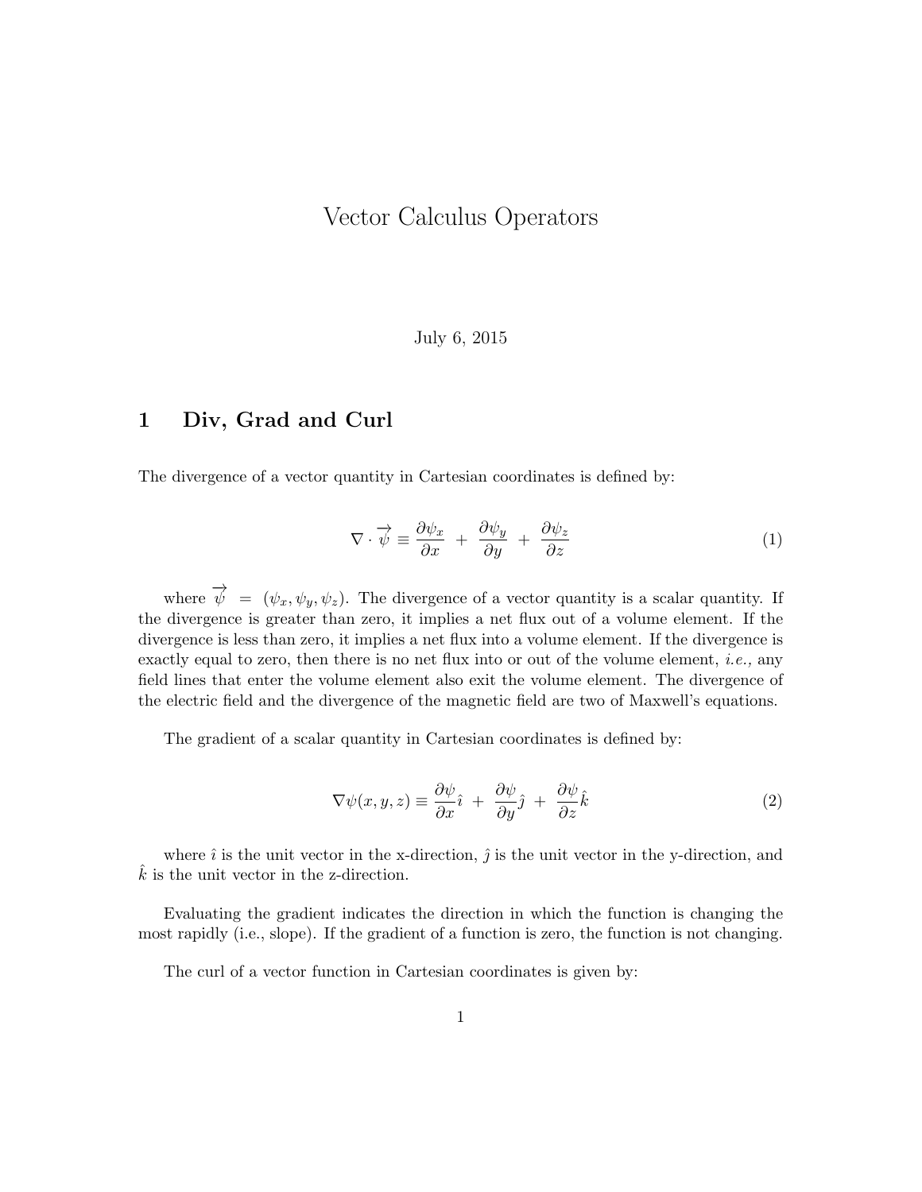# Vector Calculus Operators

July 6, 2015

## 1 Div, Grad and Curl

The divergence of a vector quantity in Cartesian coordinates is defined by:

$$\nabla \cdot \overrightarrow{\psi} \equiv \frac{\partial \psi_x}{\partial x} + \frac{\partial \psi_y}{\partial y} + \frac{\partial \psi_z}{\partial z} \tag{1}$$

where $\overrightarrow{\psi} = (\psi_x, \psi_y, \psi_z)$. The divergence of a vector quantity is a scalar quantity. If the divergence is greater than zero, it implies a net flux out of a volume element. If the divergence is less than zero, it implies a net flux into a volume element. If the divergence is exactly equal to zero, then there is no net flux into or out of the volume element, *i.e.,* any field lines that enter the volume element also exit the volume element. The divergence of the electric field and the divergence of the magnetic field are two of Maxwell's equations.

The gradient of a scalar quantity in Cartesian coordinates is defined by:

$$\nabla \psi(x, y, z) \equiv \frac{\partial \psi}{\partial x}\hat{\imath} + \frac{\partial \psi}{\partial y}\hat{\jmath} + \frac{\partial \psi}{\partial z}\hat{k} \tag{2}$$

where $\hat{\imath}$ is the unit vector in the x-direction, $\hat{\jmath}$ is the unit vector in the y-direction, and $\hat{k}$ is the unit vector in the z-direction.

Evaluating the gradient indicates the direction in which the function is changing the most rapidly (i.e., slope). If the gradient of a function is zero, the function is not changing.

The curl of a vector function in Cartesian coordinates is given by: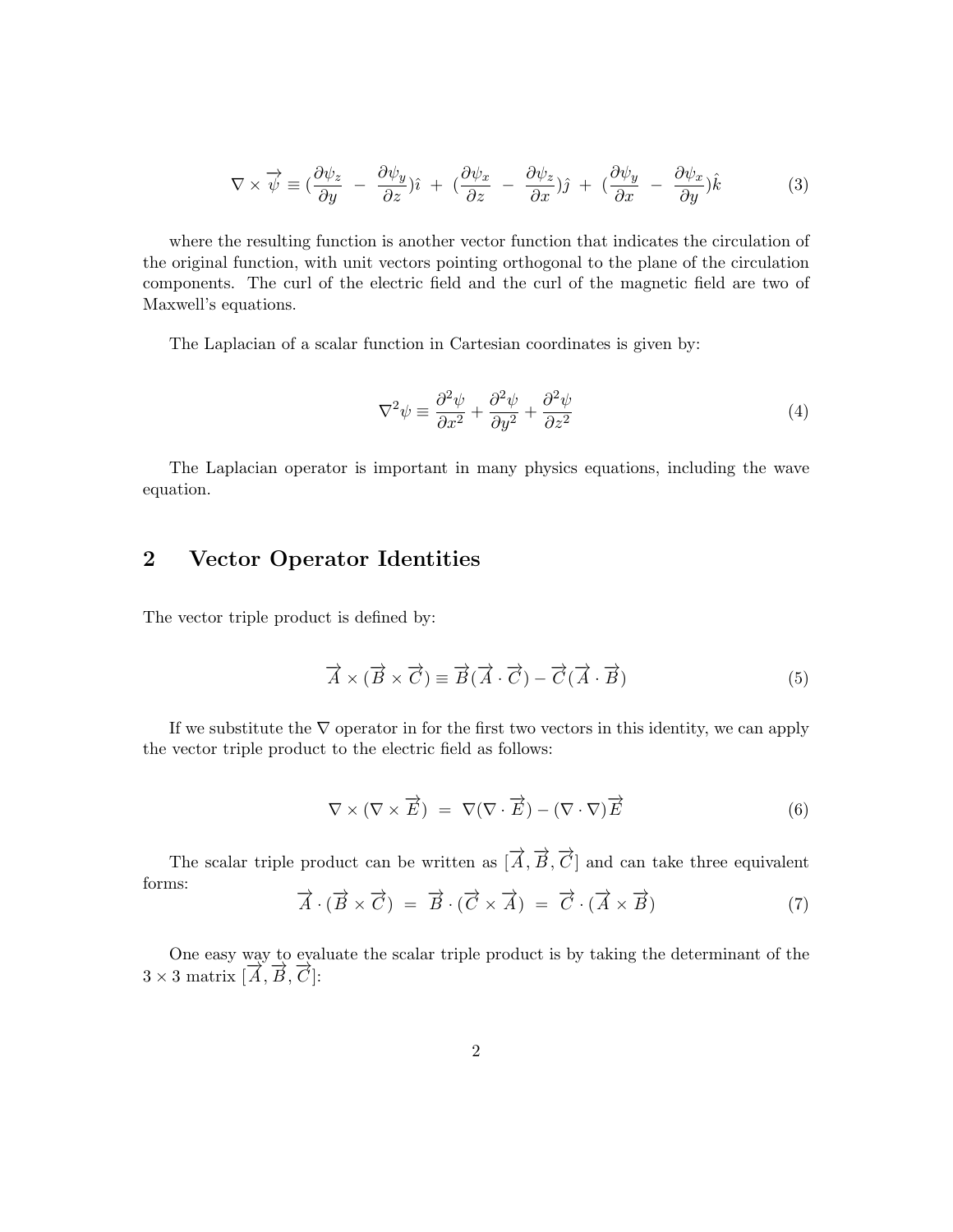$$\nabla \times \overrightarrow{\psi} \equiv (\frac{\partial \psi_z}{\partial y} \; - \; \frac{\partial \psi_y}{\partial z})\hat{\imath} \; + \; (\frac{\partial \psi_x}{\partial z} \; - \; \frac{\partial \psi_z}{\partial x})\hat{\jmath} \; + \; (\frac{\partial \psi_y}{\partial x} \; - \; \frac{\partial \psi_x}{\partial y})\hat{k} \tag{3}$$

where the resulting function is another vector function that indicates the circulation of the original function, with unit vectors pointing orthogonal to the plane of the circulation components. The curl of the electric field and the curl of the magnetic field are two of Maxwell's equations.

The Laplacian of a scalar function in Cartesian coordinates is given by:

$$\nabla^2 \psi \equiv \frac{\partial^2 \psi}{\partial x^2} + \frac{\partial^2 \psi}{\partial y^2} + \frac{\partial^2 \psi}{\partial z^2} \tag{4}$$

The Laplacian operator is important in many physics equations, including the wave equation.

## 2 Vector Operator Identities

The vector triple product is defined by:

$$\overrightarrow{A} \times (\overrightarrow{B} \times \overrightarrow{C}) \equiv \overrightarrow{B}(\overrightarrow{A} \cdot \overrightarrow{C}) - \overrightarrow{C}(\overrightarrow{A} \cdot \overrightarrow{B}) \tag{5}$$

If we substitute the $\nabla$ operator in for the first two vectors in this identity, we can apply the vector triple product to the electric field as follows:

$$\nabla \times (\nabla \times \overrightarrow{E}) \; = \; \nabla(\nabla \cdot \overrightarrow{E}) - (\nabla \cdot \nabla)\overrightarrow{E} \tag{6}$$

The scalar triple product can be written as $[\overrightarrow{A}, \overrightarrow{B}, \overrightarrow{C}]$ and can take three equivalent forms:

$$\overrightarrow{A} \cdot (\overrightarrow{B} \times \overrightarrow{C}) \; = \; \overrightarrow{B} \cdot (\overrightarrow{C} \times \overrightarrow{A}) \; = \; \overrightarrow{C} \cdot (\overrightarrow{A} \times \overrightarrow{B}) \tag{7}$$

One easy way to evaluate the scalar triple product is by taking the determinant of the $3 \times 3$ matrix $[\overrightarrow{A}, \overrightarrow{B}, \overrightarrow{C}]$: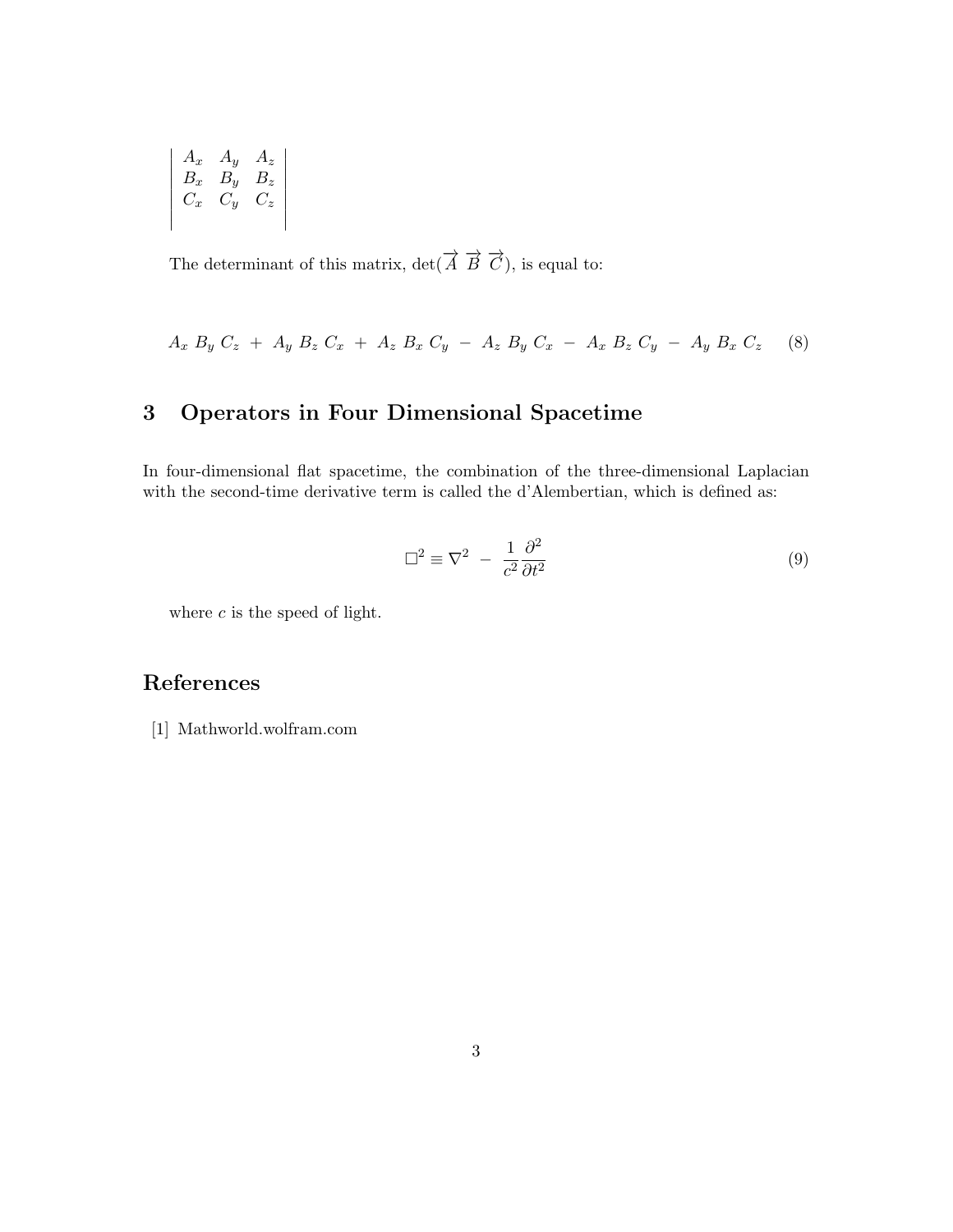$$
\begin{vmatrix}
A_x & A_y & A_z \\
B_x & B_y & B_z \\
C_x & C_y & C_z \\
\end{vmatrix}
$$

The determinant of this matrix, $\det(\overrightarrow{A}\ \overrightarrow{B}\ \overrightarrow{C})$, is equal to:

$$
A_x\ B_y\ C_z\ +\ A_y\ B_z\ C_x\ +\ A_z\ B_x\ C_y\ -\ A_z\ B_y\ C_x\ -\ A_x\ B_z\ C_y\ -\ A_y\ B_x\ C_z \tag{8}
$$

## 3 Operators in Four Dimensional Spacetime

In four-dimensional flat spacetime, the combination of the three-dimensional Laplacian with the second-time derivative term is called the d'Alembertian, which is defined as:

$$
\Box^2 \equiv \nabla^2\ -\ \frac{1}{c^2}\frac{\partial^2}{\partial t^2} \tag{9}
$$

where $c$ is the speed of light.

## References

[1] Mathworld.wolfram.com